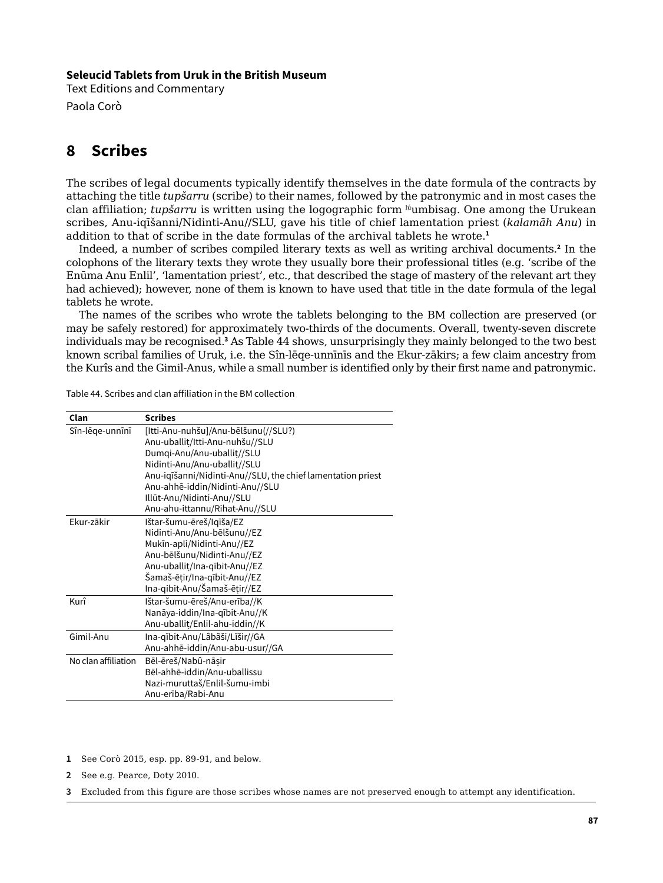**Seleucid Tablets from Uruk in the British Museum**
Text Editions and Commentary
Paola Corò

# 8 Scribes

The scribes of legal documents typically identify themselves in the date formula of the contracts by attaching the title *tupšarru* (scribe) to their names, followed by the patronymic and in most cases the clan affiliation; *tupšarru* is written using the logographic form lúumbisag. One among the Urukean scribes, Anu-iqīšanni/Nidinti-Anu//SLU, gave his title of chief lamentation priest (*kalamāh Anu*) in addition to that of scribe in the date formulas of the archival tablets he wrote.[1]

Indeed, a number of scribes compiled literary texts as well as writing archival documents.[2] In the colophons of the literary texts they wrote they usually bore their professional titles (e.g. 'scribe of the Enūma Anu Enlil', 'lamentation priest', etc., that described the stage of mastery of the relevant art they had achieved); however, none of them is known to have used that title in the date formula of the legal tablets he wrote.

The names of the scribes who wrote the tablets belonging to the BM collection are preserved (or may be safely restored) for approximately two-thirds of the documents. Overall, twenty-seven discrete individuals may be recognised.[3] As Table 44 shows, unsurprisingly they mainly belonged to the two best known scribal families of Uruk, i.e. the Sîn-lēqe-unnīnīs and the Ekur-zākirs; a few claim ancestry from the Kurîs and the Gimil-Anus, while a small number is identified only by their first name and patronymic.

Table 44. Scribes and clan affiliation in the BM collection

| Clan | Scribes |
|---|---|
| Sîn-lēqe-unnīnī | [Itti-Anu-nuhšu]/Anu-bēlšunu(//SLU?) |
| | Anu-uballiṭ/Itti-Anu-nuhšu//SLU |
| | Dumqi-Anu/Anu-uballiṭ//SLU |
| | Nidinti-Anu/Anu-uballiṭ//SLU |
| | Anu-iqīšanni/Nidinti-Anu//SLU, the chief lamentation priest |
| | Anu-ahhē-iddin/Nidinti-Anu//SLU |
| | Illūt-Anu/Nidinti-Anu//SLU |
| | Anu-ahu-ittannu/Rihat-Anu//SLU |
| Ekur-zākir | Ištar-šumu-ēreš/Iqīša/EZ |
| | Nidinti-Anu/Anu-bēlšunu//EZ |
| | Mukīn-apli/Nidinti-Anu//EZ |
| | Anu-bēlšunu/Nidinti-Anu//EZ |
| | Anu-uballiṭ/Ina-qībit-Anu//EZ |
| | Šamaš-ēṭir/Ina-qībit-Anu//EZ |
| | Ina-qibit-Anu/Šamaš-ēṭir//EZ |
| Kurî | Ištar-šumu-ēreš/Anu-erība//K |
| | Nanāya-iddin/Ina-qībit-Anu//K |
| | Anu-uballiṭ/Enlil-ahu-iddin//K |
| Gimil-Anu | Ina-qībit-Anu/Lâbâši/Līšir//GA |
| | Anu-ahhē-iddin/Anu-abu-usur//GA |
| No clan affiliation | Bēl-ēreš/Nabû-nāṣir |
| | Bēl-ahhē-iddin/Anu-uballissu |
| | Nazi-muruttaš/Enlil-šumu-imbi |
| | Anu-erība/Rabi-Anu |

1 See Corò 2015, esp. pp. 89-91, and below.

2 See e.g. Pearce, Doty 2010.

3 Excluded from this figure are those scribes whose names are not preserved enough to attempt any identification.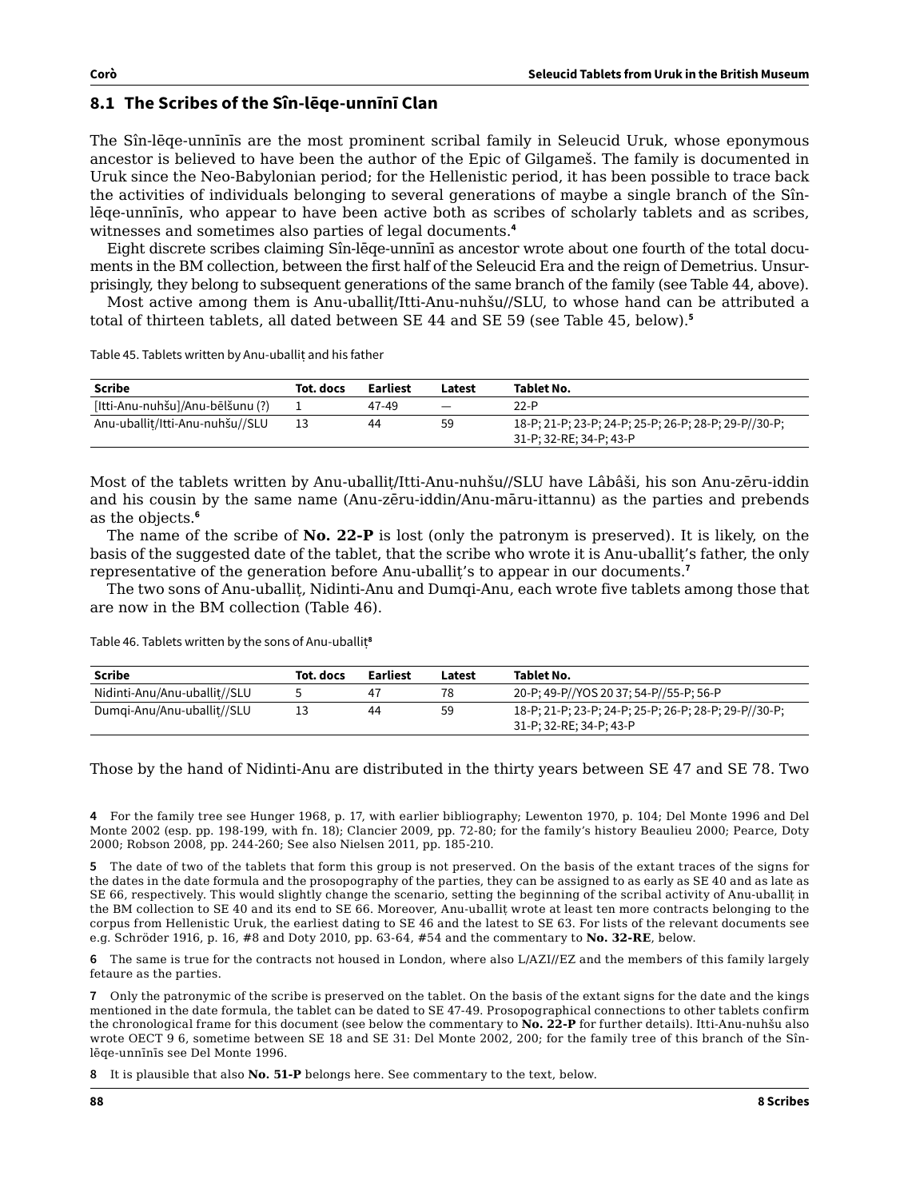## 8.1 The Scribes of the Sîn-lēqe-unnīnī Clan

The Sîn-lēqe-unnīnīs are the most prominent scribal family in Seleucid Uruk, whose eponymous ancestor is believed to have been the author of the Epic of Gilgameš. The family is documented in Uruk since the Neo-Babylonian period; for the Hellenistic period, it has been possible to trace back the activities of individuals belonging to several generations of maybe a single branch of the Sîn-lēqe-unnīnīs, who appear to have been active both as scribes of scholarly tablets and as scribes, witnesses and sometimes also parties of legal documents.[4]

Eight discrete scribes claiming Sîn-lēqe-unnīnī as ancestor wrote about one fourth of the total documents in the BM collection, between the first half of the Seleucid Era and the reign of Demetrius. Unsurprisingly, they belong to subsequent generations of the same branch of the family (see Table 44, above).

Most active among them is Anu-uballiṭ/Itti-Anu-nuhšu//SLU, to whose hand can be attributed a total of thirteen tablets, all dated between SE 44 and SE 59 (see Table 45, below).[5]

Table 45. Tablets written by Anu-uballiṭ and his father

| Scribe | Tot. docs | Earliest | Latest | Tablet No. |
|---|---|---|---|---|
| [Itti-Anu-nuhšu]/Anu-bēlšunu (?) | 1 | 47-49 | — | 22-P |
| Anu-uballiṭ/Itti-Anu-nuhšu//SLU | 13 | 44 | 59 | 18-P; 21-P; 23-P; 24-P; 25-P; 26-P; 28-P; 29-P//30-P; 31-P; 32-RE; 34-P; 43-P |

Most of the tablets written by Anu-uballiṭ/Itti-Anu-nuhšu//SLU have Lâbâši, his son Anu-zēru-iddin and his cousin by the same name (Anu-zēru-iddin/Anu-māru-ittannu) as the parties and prebends as the objects.[6]

The name of the scribe of **No. 22-P** is lost (only the patronym is preserved). It is likely, on the basis of the suggested date of the tablet, that the scribe who wrote it is Anu-uballiṭ's father, the only representative of the generation before Anu-uballiṭ's to appear in our documents.[7]

The two sons of Anu-uballiṭ, Nidinti-Anu and Dumqi-Anu, each wrote five tablets among those that are now in the BM collection (Table 46).

Table 46. Tablets written by the sons of Anu-uballiṭ[8]

| Scribe | Tot. docs | Earliest | Latest | Tablet No. |
|---|---|---|---|---|
| Nidinti-Anu/Anu-uballiṭ//SLU | 5 | 47 | 78 | 20-P; 49-P//YOS 20 37; 54-P//55-P; 56-P |
| Dumqi-Anu/Anu-uballiṭ//SLU | 13 | 44 | 59 | 18-P; 21-P; 23-P; 24-P; 25-P; 26-P; 28-P; 29-P//30-P; 31-P; 32-RE; 34-P; 43-P |

Those by the hand of Nidinti-Anu are distributed in the thirty years between SE 47 and SE 78. Two

---

4 For the family tree see Hunger 1968, p. 17, with earlier bibliography; Lewenton 1970, p. 104; Del Monte 1996 and Del Monte 2002 (esp. pp. 198-199, with fn. 18); Clancier 2009, pp. 72-80; for the family's history Beaulieu 2000; Pearce, Doty 2000; Robson 2008, pp. 244-260; See also Nielsen 2011, pp. 185-210.

5 The date of two of the tablets that form this group is not preserved. On the basis of the extant traces of the signs for the dates in the date formula and the prosopography of the parties, they can be assigned to as early as SE 40 and as late as SE 66, respectively. This would slightly change the scenario, setting the beginning of the scribal activity of Anu-uballiṭ in the BM collection to SE 40 and its end to SE 66. Moreover, Anu-uballiṭ wrote at least ten more contracts belonging to the corpus from Hellenistic Uruk, the earliest dating to SE 46 and the latest to SE 63. For lists of the relevant documents see e.g. Schröder 1916, p. 16, #8 and Doty 2010, pp. 63-64, #54 and the commentary to **No. 32-RE**, below.

6 The same is true for the contracts not housed in London, where also L/AZI//EZ and the members of this family largely fetaure as the parties.

7 Only the patronymic of the scribe is preserved on the tablet. On the basis of the extant signs for the date and the kings mentioned in the date formula, the tablet can be dated to SE 47-49. Prosopographical connections to other tablets confirm the chronological frame for this document (see below the commentary to **No. 22-P** for further details). Itti-Anu-nuhšu also wrote OECT 9 6, sometime between SE 18 and SE 31: Del Monte 2002, 200; for the family tree of this branch of the Sîn-lēqe-unnīnīs see Del Monte 1996.

8 It is plausible that also **No. 51-P** belongs here. See commentary to the text, below.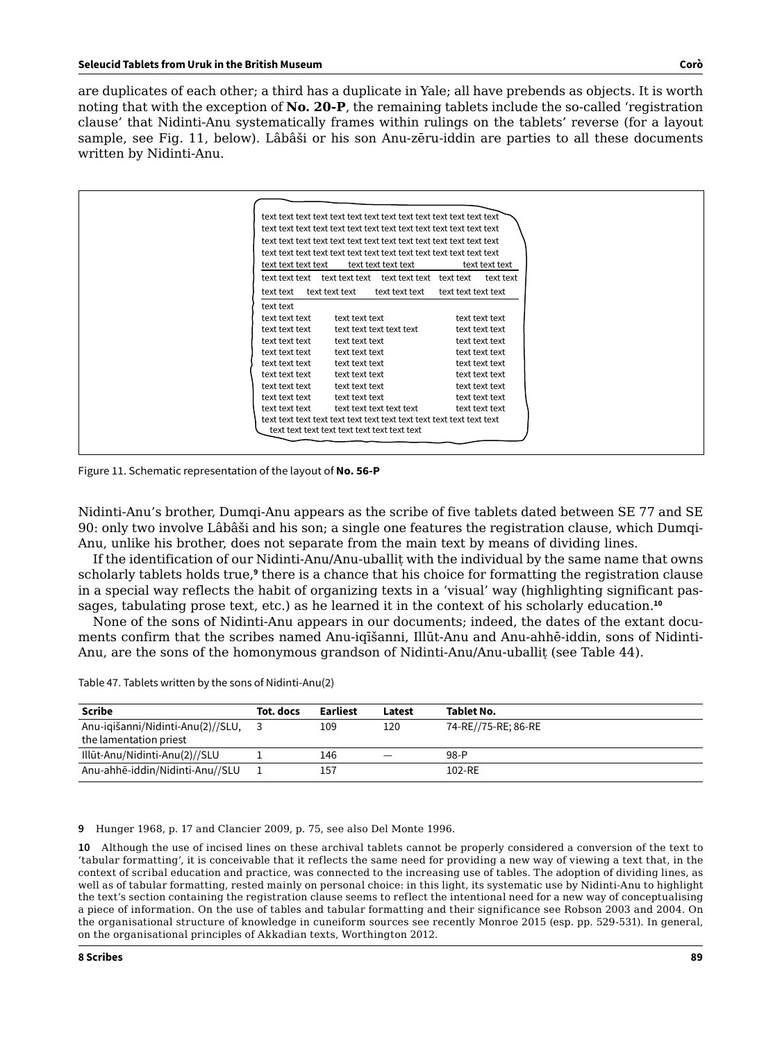are duplicates of each other; a third has a duplicate in Yale; all have prebends as objects. It is worth noting that with the exception of **No. 20-P**, the remaining tablets include the so-called 'registration clause' that Nidinti-Anu systematically frames within rulings on the tablets' reverse (for a layout sample, see Fig. 11, below). Lâbâši or his son Anu-zēru-iddin are parties to all these documents written by Nidinti-Anu.

```
text text text text text text text text text text text text text text text
text text text text text text text text text text text text text text text
text text text text text text text text text text text text text text text
text text text text text text text text text text text text text text text
text text text text       text text text text              text text text
--------------------------------------------------------------------------
text text text   text text text   text text text   text text   text text
text text    text text text    text text text    text text text text
--------------------------------------------------------------------------
text text
text text text        text text text                    text text text
text text text        text text text text text          text text text
text text text        text text text                    text text text
text text text        text text text                    text text text
text text text        text text text                    text text text
text text text        text text text                    text text text
text text text        text text text                    text text text
text text text        text text text                    text text text
text text text        text text text text text          text text text
text text text text text text text text text text text text text text text
  text text text text text text text text text text
```

Figure 11. Schematic representation of the layout of **No. 56-P**

Nidinti-Anu's brother, Dumqi-Anu appears as the scribe of five tablets dated between SE 77 and SE 90: only two involve Lâbâši and his son; a single one features the registration clause, which Dumqi-Anu, unlike his brother, does not separate from the main text by means of dividing lines.

If the identification of our Nidinti-Anu/Anu-uballiṭ with the individual by the same name that owns scholarly tablets holds true,[9] there is a chance that his choice for formatting the registration clause in a special way reflects the habit of organizing texts in a 'visual' way (highlighting significant passages, tabulating prose text, etc.) as he learned it in the context of his scholarly education.[10]

None of the sons of Nidinti-Anu appears in our documents; indeed, the dates of the extant documents confirm that the scribes named Anu-iqīšanni, Illūt-Anu and Anu-ahhē-iddin, sons of Nidinti-Anu, are the sons of the homonymous grandson of Nidinti-Anu/Anu-uballiṭ (see Table 44).

Table 47. Tablets written by the sons of Nidinti-Anu(2)

| Scribe | Tot. docs | Earliest | Latest | Tablet No. |
|---|---|---|---|---|
| Anu-iqīšanni/Nidinti-Anu(2)//SLU, the lamentation priest | 3 | 109 | 120 | 74-RE//75-RE; 86-RE |
| Illūt-Anu/Nidinti-Anu(2)//SLU | 1 | 146 | — | 98-P |
| Anu-ahhē-iddin/Nidinti-Anu//SLU | 1 | 157 | | 102-RE |

**9** Hunger 1968, p. 17 and Clancier 2009, p. 75, see also Del Monte 1996.

**10** Although the use of incised lines on these archival tablets cannot be properly considered a conversion of the text to 'tabular formatting', it is conceivable that it reflects the same need for providing a new way of viewing a text that, in the context of scribal education and practice, was connected to the increasing use of tables. The adoption of dividing lines, as well as of tabular formatting, rested mainly on personal choice: in this light, its systematic use by Nidinti-Anu to highlight the text's section containing the registration clause seems to reflect the intentional need for a new way of conceptualising a piece of information. On the use of tables and tabular formatting and their significance see Robson 2003 and 2004. On the organisational structure of knowledge in cuneiform sources see recently Monroe 2015 (esp. pp. 529-531). In general, on the organisational principles of Akkadian texts, Worthington 2012.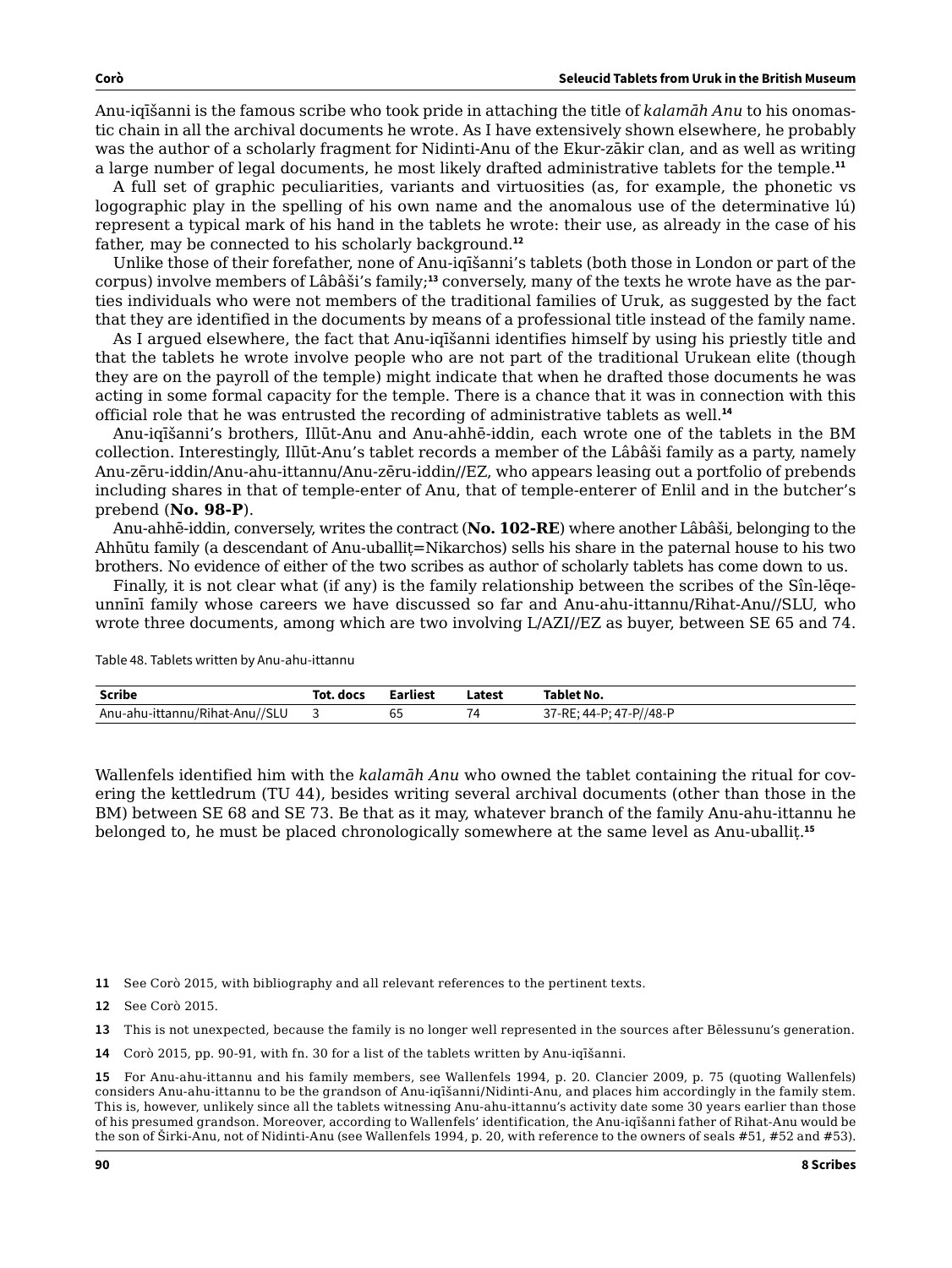Anu-iqīšanni is the famous scribe who took pride in attaching the title of *kalamāh Anu* to his onomastic chain in all the archival documents he wrote. As I have extensively shown elsewhere, he probably was the author of a scholarly fragment for Nidinti-Anu of the Ekur-zākir clan, and as well as writing a large number of legal documents, he most likely drafted administrative tablets for the temple.[11]

A full set of graphic peculiarities, variants and virtuosities (as, for example, the phonetic vs logographic play in the spelling of his own name and the anomalous use of the determinative lú) represent a typical mark of his hand in the tablets he wrote: their use, as already in the case of his father, may be connected to his scholarly background.[12]

Unlike those of their forefather, none of Anu-iqīšanni's tablets (both those in London or part of the corpus) involve members of Lâbâši's family;[13] conversely, many of the texts he wrote have as the parties individuals who were not members of the traditional families of Uruk, as suggested by the fact that they are identified in the documents by means of a professional title instead of the family name.

As I argued elsewhere, the fact that Anu-iqīšanni identifies himself by using his priestly title and that the tablets he wrote involve people who are not part of the traditional Urukean elite (though they are on the payroll of the temple) might indicate that when he drafted those documents he was acting in some formal capacity for the temple. There is a chance that it was in connection with this official role that he was entrusted the recording of administrative tablets as well.[14]

Anu-iqīšanni's brothers, Illūt-Anu and Anu-ahhē-iddin, each wrote one of the tablets in the BM collection. Interestingly, Illūt-Anu's tablet records a member of the Lâbâši family as a party, namely Anu-zēru-iddin/Anu-ahu-ittannu/Anu-zēru-iddin//EZ, who appears leasing out a portfolio of prebends including shares in that of temple-enter of Anu, that of temple-enterer of Enlil and in the butcher's prebend (**No. 98-P**).

Anu-ahhē-iddin, conversely, writes the contract (**No. 102-RE**) where another Lâbâši, belonging to the Ahhūtu family (a descendant of Anu-uballiṭ=Nikarchos) sells his share in the paternal house to his two brothers. No evidence of either of the two scribes as author of scholarly tablets has come down to us.

Finally, it is not clear what (if any) is the family relationship between the scribes of the Sîn-lēqe-unnīnī family whose careers we have discussed so far and Anu-ahu-ittannu/Rihat-Anu//SLU, who wrote three documents, among which are two involving L/AZI//EZ as buyer, between SE 65 and 74.

Table 48. Tablets written by Anu-ahu-ittannu

| Scribe | Tot. docs | Earliest | Latest | Tablet No. |
|---|---|---|---|---|
| Anu-ahu-ittannu/Rihat-Anu//SLU | 3 | 65 | 74 | 37-RE; 44-P; 47-P//48-P |

Wallenfels identified him with the *kalamāh Anu* who owned the tablet containing the ritual for covering the kettledrum (TU 44), besides writing several archival documents (other than those in the BM) between SE 68 and SE 73. Be that as it may, whatever branch of the family Anu-ahu-ittannu he belonged to, he must be placed chronologically somewhere at the same level as Anu-uballiṭ.[15]

**11** See Corò 2015, with bibliography and all relevant references to the pertinent texts.

**12** See Corò 2015.

**13** This is not unexpected, because the family is no longer well represented in the sources after Bēlessunu's generation.

**14** Corò 2015, pp. 90-91, with fn. 30 for a list of the tablets written by Anu-iqīšanni.

**15** For Anu-ahu-ittannu and his family members, see Wallenfels 1994, p. 20. Clancier 2009, p. 75 (quoting Wallenfels) considers Anu-ahu-ittannu to be the grandson of Anu-iqīšanni/Nidinti-Anu, and places him accordingly in the family stem. This is, however, unlikely since all the tablets witnessing Anu-ahu-ittannu's activity date some 30 years earlier than those of his presumed grandson. Moreover, according to Wallenfels' identification, the Anu-iqīšanni father of Rihat-Anu would be the son of Širki-Anu, not of Nidinti-Anu (see Wallenfels 1994, p. 20, with reference to the owners of seals #51, #52 and #53).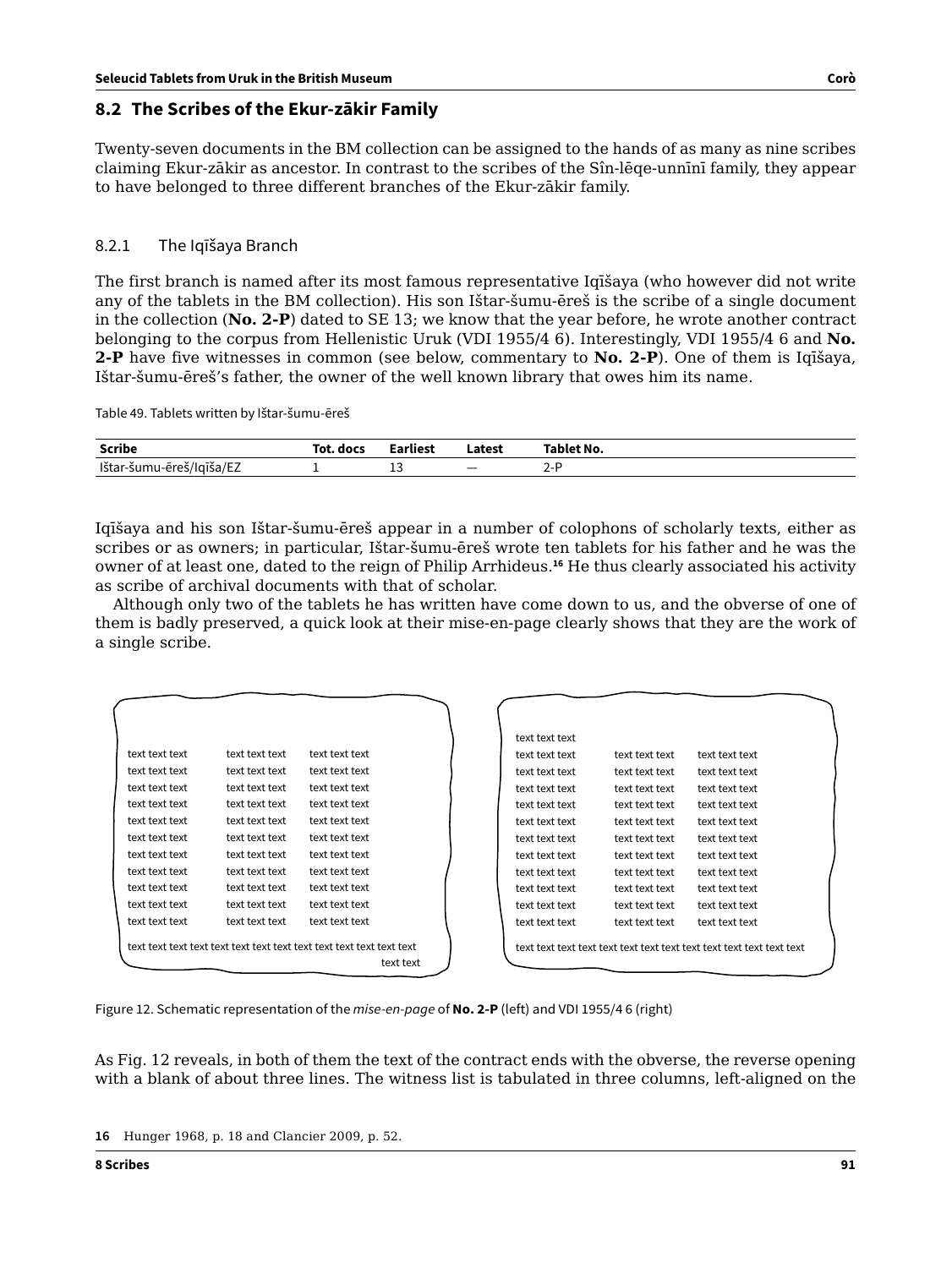## 8.2 The Scribes of the Ekur-zākir Family

Twenty-seven documents in the BM collection can be assigned to the hands of as many as nine scribes claiming Ekur-zākir as ancestor. In contrast to the scribes of the Sîn-lēqe-unnīnī family, they appear to have belonged to three different branches of the Ekur-zākir family.

### 8.2.1 The Iqīšaya Branch

The first branch is named after its most famous representative Iqīšaya (who however did not write any of the tablets in the BM collection). His son Ištar-šumu-ēreš is the scribe of a single document in the collection (**No. 2-P**) dated to SE 13; we know that the year before, he wrote another contract belonging to the corpus from Hellenistic Uruk (VDI 1955/4 6). Interestingly, VDI 1955/4 6 and **No. 2-P** have five witnesses in common (see below, commentary to **No. 2-P**). One of them is Iqīšaya, Ištar-šumu-ēreš's father, the owner of the well known library that owes him its name.

Table 49. Tablets written by Ištar-šumu-ēreš

| Scribe | Tot. docs | Earliest | Latest | Tablet No. |
|---|---|---|---|---|
| Ištar-šumu-ēreš/Iqīša/EZ | 1 | 13 | — | 2-P |

Iqīšaya and his son Ištar-šumu-ēreš appear in a number of colophons of scholarly texts, either as scribes or as owners; in particular, Ištar-šumu-ēreš wrote ten tablets for his father and he was the owner of at least one, dated to the reign of Philip Arrhideus.[16] He thus clearly associated his activity as scribe of archival documents with that of scholar.

Although only two of the tablets he has written have come down to us, and the obverse of one of them is badly preserved, a quick look at their mise-en-page clearly shows that they are the work of a single scribe.

Figure 12. Schematic representation of the *mise-en-page* of **No. 2-P** (left) and VDI 1955/4 6 (right)

As Fig. 12 reveals, in both of them the text of the contract ends with the obverse, the reverse opening with a blank of about three lines. The witness list is tabulated in three columns, left-aligned on the

16 Hunger 1968, p. 18 and Clancier 2009, p. 52.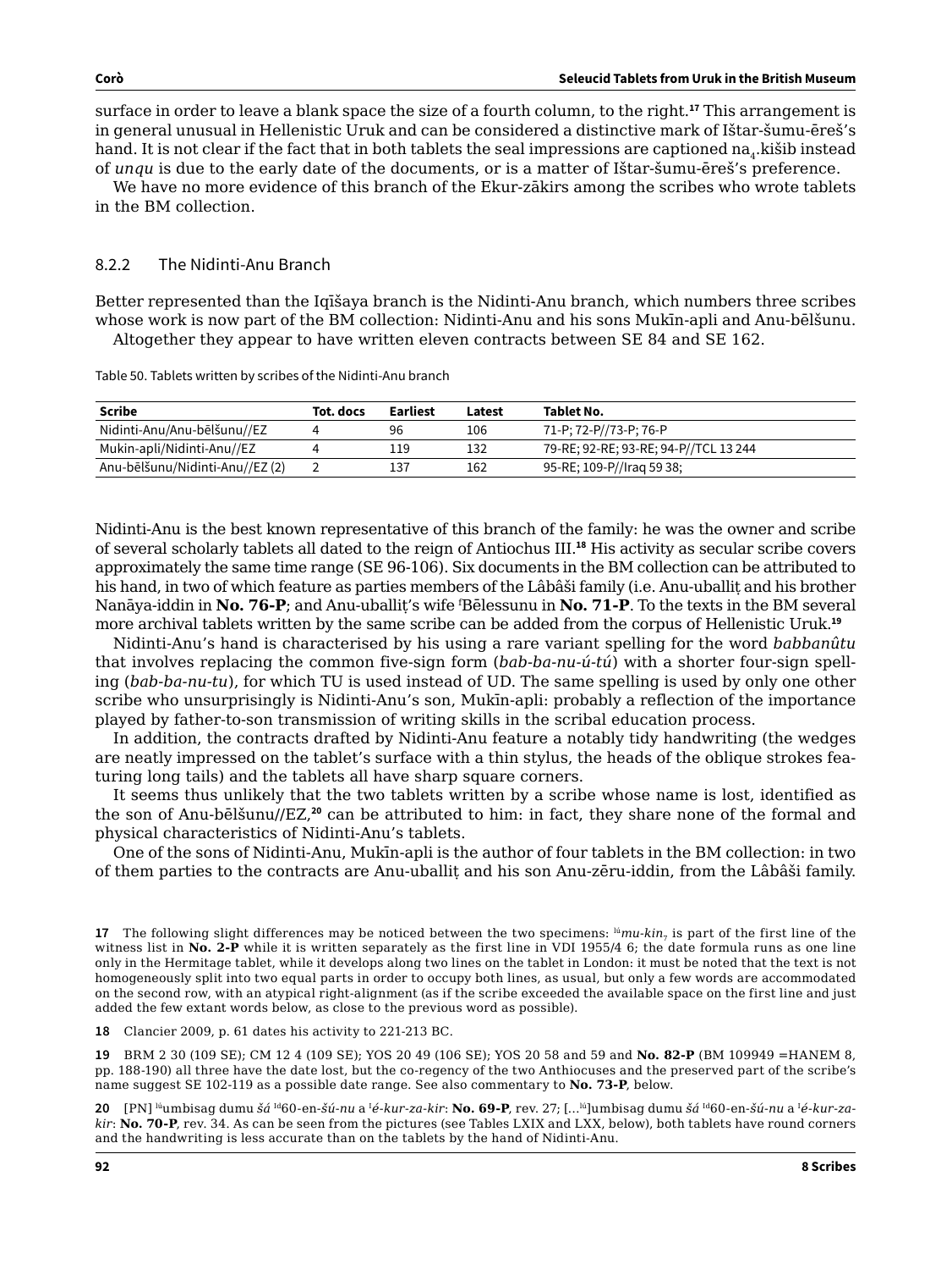surface in order to leave a blank space the size of a fourth column, to the right.[17] This arrangement is in general unusual in Hellenistic Uruk and can be considered a distinctive mark of Ištar-šumu-ēreš's hand. It is not clear if the fact that in both tablets the seal impressions are captioned na$_4$.kišib instead of *unqu* is due to the early date of the documents, or is a matter of Ištar-šumu-ēreš's preference.

We have no more evidence of this branch of the Ekur-zākirs among the scribes who wrote tablets in the BM collection.

### 8.2.2 The Nidinti-Anu Branch

Better represented than the Iqīšaya branch is the Nidinti-Anu branch, which numbers three scribes whose work is now part of the BM collection: Nidinti-Anu and his sons Mukīn-apli and Anu-bēlšunu. Altogether they appear to have written eleven contracts between SE 84 and SE 162.

Table 50. Tablets written by scribes of the Nidinti-Anu branch

| Scribe | Tot. docs | Earliest | Latest | Tablet No. |
|---|---|---|---|---|
| Nidinti-Anu/Anu-bēlšunu//EZ | 4 | 96 | 106 | 71-P; 72-P//73-P; 76-P |
| Mukin-apli/Nidinti-Anu//EZ | 4 | 119 | 132 | 79-RE; 92-RE; 93-RE; 94-P//TCL 13 244 |
| Anu-bēlšunu/Nidinti-Anu//EZ (2) | 2 | 137 | 162 | 95-RE; 109-P//Iraq 59 38; |

Nidinti-Anu is the best known representative of this branch of the family: he was the owner and scribe of several scholarly tablets all dated to the reign of Antiochus III.[18] His activity as secular scribe covers approximately the same time range (SE 96-106). Six documents in the BM collection can be attributed to his hand, in two of which feature as parties members of the Lâbâši family (i.e. Anu-uballiṭ and his brother Nanāya-iddin in **No. 76-P**; and Anu-uballiṭ's wife ᶠBēlessunu in **No. 71-P**. To the texts in the BM several more archival tablets written by the same scribe can be added from the corpus of Hellenistic Uruk.[19]

Nidinti-Anu's hand is characterised by his using a rare variant spelling for the word *babbanûtu* that involves replacing the common five-sign form (*bab-ba-nu-ú-tú*) with a shorter four-sign spelling (*bab-ba-nu-tu*), for which TU is used instead of UD. The same spelling is used by only one other scribe who unsurprisingly is Nidinti-Anu's son, Mukīn-apli: probably a reflection of the importance played by father-to-son transmission of writing skills in the scribal education process.

In addition, the contracts drafted by Nidinti-Anu feature a notably tidy handwriting (the wedges are neatly impressed on the tablet's surface with a thin stylus, the heads of the oblique strokes featuring long tails) and the tablets all have sharp square corners.

It seems thus unlikely that the two tablets written by a scribe whose name is lost, identified as the son of Anu-bēlšunu//EZ,[20] can be attributed to him: in fact, they share none of the formal and physical characteristics of Nidinti-Anu's tablets.

One of the sons of Nidinti-Anu, Mukīn-apli is the author of four tablets in the BM collection: in two of them parties to the contracts are Anu-uballiṭ and his son Anu-zēru-iddin, from the Lâbâši family.

---

**17** The following slight differences may be noticed between the two specimens: ˡᵘ*mu-kin*$_7$ is part of the first line of the witness list in **No. 2-P** while it is written separately as the first line in VDI 1955/4 6; the date formula runs as one line only in the Hermitage tablet, while it develops along two lines on the tablet in London: it must be noted that the text is not homogeneously split into two equal parts in order to occupy both lines, as usual, but only a few words are accommodated on the second row, with an atypical right-alignment (as if the scribe exceeded the available space on the first line and just added the few extant words below, as close to the previous word as possible).

**18** Clancier 2009, p. 61 dates his activity to 221-213 BC.

**19** BRM 2 30 (109 SE); CM 12 4 (109 SE); YOS 20 49 (106 SE); YOS 20 58 and 59 and **No. 82-P** (BM 109949 =HANEM 8, pp. 188-190) all three have the date lost, but the co-regency of the two Anthiocuses and the preserved part of the scribe's name suggest SE 102-119 as a possible date range. See also commentary to **No. 73-P**, below.

**20** [PN] ˡᵘumbisag dumu *šá* ᴵᵈ60-en-*šú-nu* a ᴵ*é-kur-za-kir*: **No. 69-P**, rev. 27; [...ˡᵘ]umbisag dumu *šá* ᴵᵈ60-en-*šú-nu* a ᴵ*é-kur-za-kir*: **No. 70-P**, rev. 34. As can be seen from the pictures (see Tables LXIX and LXX, below), both tablets have round corners and the handwriting is less accurate than on the tablets by the hand of Nidinti-Anu.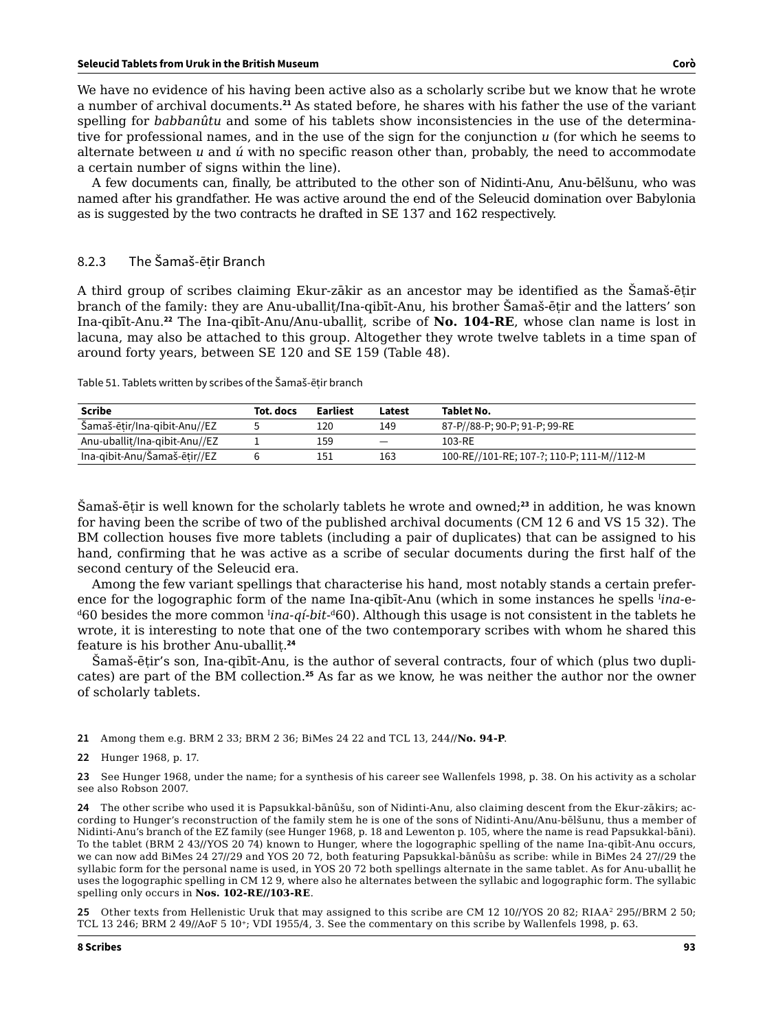We have no evidence of his having been active also as a scholarly scribe but we know that he wrote a number of archival documents.[21] As stated before, he shares with his father the use of the variant spelling for *babbanûtu* and some of his tablets show inconsistencies in the use of the determinative for professional names, and in the use of the sign for the conjunction *u* (for which he seems to alternate between *u* and *ú* with no specific reason other than, probably, the need to accommodate a certain number of signs within the line).

A few documents can, finally, be attributed to the other son of Nidinti-Anu, Anu-bēlšunu, who was named after his grandfather. He was active around the end of the Seleucid domination over Babylonia as is suggested by the two contracts he drafted in SE 137 and 162 respectively.

### 8.2.3 The Šamaš-ēṭir Branch

A third group of scribes claiming Ekur-zākir as an ancestor may be identified as the Šamaš-ēṭir branch of the family: they are Anu-uballiṭ/Ina-qibīt-Anu, his brother Šamaš-ēṭir and the latters' son Ina-qibīt-Anu.[22] The Ina-qibīt-Anu/Anu-uballiṭ, scribe of **No. 104-RE**, whose clan name is lost in lacuna, may also be attached to this group. Altogether they wrote twelve tablets in a time span of around forty years, between SE 120 and SE 159 (Table 48).

Table 51. Tablets written by scribes of the Šamaš-ēṭir branch

| Scribe | Tot. docs | Earliest | Latest | Tablet No. |
|---|---|---|---|---|
| Šamaš-ēṭir/Ina-qibit-Anu//EZ | 5 | 120 | 149 | 87-P//88-P; 90-P; 91-P; 99-RE |
| Anu-uballiṭ/Ina-qibit-Anu//EZ | 1 | 159 | — | 103-RE |
| Ina-qibit-Anu/Šamaš-ēṭir//EZ | 6 | 151 | 163 | 100-RE//101-RE; 107-?; 110-P; 111-M//112-M |

Šamaš-ēṭir is well known for the scholarly tablets he wrote and owned;[23] in addition, he was known for having been the scribe of two of the published archival documents (CM 12 6 and VS 15 32). The BM collection houses five more tablets (including a pair of duplicates) that can be assigned to his hand, confirming that he was active as a scribe of secular documents during the first half of the second century of the Seleucid era.

Among the few variant spellings that characterise his hand, most notably stands a certain preference for the logographic form of the name Ina-qibīt-Anu (which in some instances he spells ^I^*ina*-e-^d^60 besides the more common ^I^*ina-qí-bit*-^d^60). Although this usage is not consistent in the tablets he wrote, it is interesting to note that one of the two contemporary scribes with whom he shared this feature is his brother Anu-uballiṭ.[24]

Šamaš-ēṭir's son, Ina-qibīt-Anu, is the author of several contracts, four of which (plus two duplicates) are part of the BM collection.[25] As far as we know, he was neither the author nor the owner of scholarly tablets.

---

21 Among them e.g. BRM 2 33; BRM 2 36; BiMes 24 22 and TCL 13, 244//**No. 94-P**.

22 Hunger 1968, p. 17.

23 See Hunger 1968, under the name; for a synthesis of his career see Wallenfels 1998, p. 38. On his activity as a scholar see also Robson 2007.

24 The other scribe who used it is Papsukkal-bānûšu, son of Nidinti-Anu, also claiming descent from the Ekur-zākirs; according to Hunger's reconstruction of the family stem he is one of the sons of Nidinti-Anu/Anu-bēlšunu, thus a member of Nidinti-Anu's branch of the EZ family (see Hunger 1968, p. 18 and Lewenton p. 105, where the name is read Papsukkal-bāni). To the tablet (BRM 2 43//YOS 20 74) known to Hunger, where the logographic spelling of the name Ina-qibīt-Anu occurs, we can now add BiMes 24 27//29 and YOS 20 72, both featuring Papsukkal-bānûšu as scribe: while in BiMes 24 27//29 the syllabic form for the personal name is used, in YOS 20 72 both spellings alternate in the same tablet. As for Anu-uballiṭ he uses the logographic spelling in CM 12 9, where also he alternates between the syllabic and logographic form. The syllabic spelling only occurs in **Nos. 102-RE//103-RE**.

25 Other texts from Hellenistic Uruk that may assigned to this scribe are CM 12 10//YOS 20 82; RIAA² 295//BRM 2 50; TCL 13 246; BRM 2 49//AoF 5 10+; VDI 1955/4, 3. See the commentary on this scribe by Wallenfels 1998, p. 63.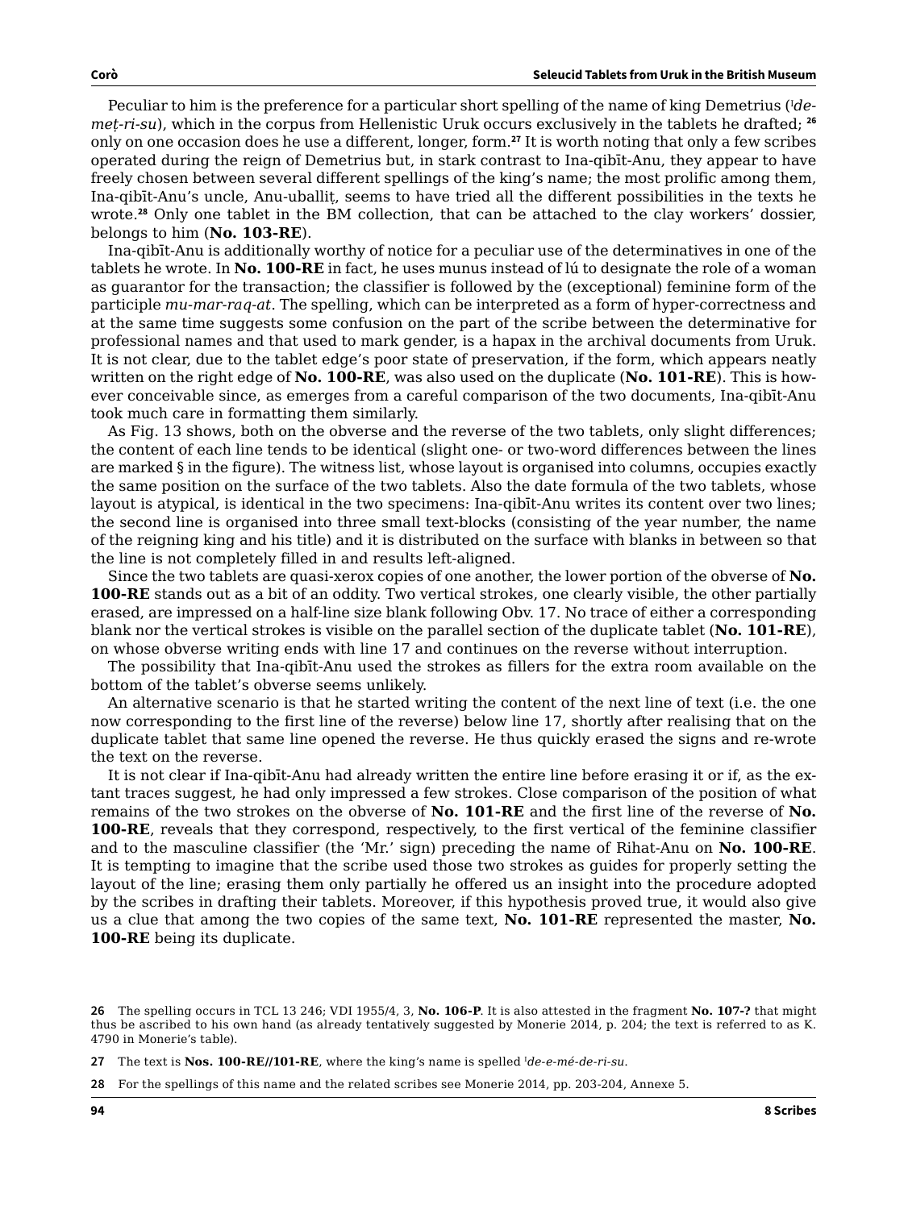Peculiar to him is the preference for a particular short spelling of the name of king Demetrius (ᴵ*de-meṭ-ri-su*), which in the corpus from Hellenistic Uruk occurs exclusively in the tablets he drafted; [26] only on one occasion does he use a different, longer, form.[27] It is worth noting that only a few scribes operated during the reign of Demetrius but, in stark contrast to Ina-qibīt-Anu, they appear to have freely chosen between several different spellings of the king's name; the most prolific among them, Ina-qibīt-Anu's uncle, Anu-uballiṭ, seems to have tried all the different possibilities in the texts he wrote.[28] Only one tablet in the BM collection, that can be attached to the clay workers' dossier, belongs to him (**No. 103-RE**).

Ina-qibīt-Anu is additionally worthy of notice for a peculiar use of the determinatives in one of the tablets he wrote. In **No. 100-RE** in fact, he uses munus instead of lú to designate the role of a woman as guarantor for the transaction; the classifier is followed by the (exceptional) feminine form of the participle *mu-mar-raq-at*. The spelling, which can be interpreted as a form of hyper-correctness and at the same time suggests some confusion on the part of the scribe between the determinative for professional names and that used to mark gender, is a hapax in the archival documents from Uruk. It is not clear, due to the tablet edge's poor state of preservation, if the form, which appears neatly written on the right edge of **No. 100-RE**, was also used on the duplicate (**No. 101-RE**). This is however conceivable since, as emerges from a careful comparison of the two documents, Ina-qibīt-Anu took much care in formatting them similarly.

As Fig. 13 shows, both on the obverse and the reverse of the two tablets, only slight differences; the content of each line tends to be identical (slight one- or two-word differences between the lines are marked § in the figure). The witness list, whose layout is organised into columns, occupies exactly the same position on the surface of the two tablets. Also the date formula of the two tablets, whose layout is atypical, is identical in the two specimens: Ina-qibīt-Anu writes its content over two lines; the second line is organised into three small text-blocks (consisting of the year number, the name of the reigning king and his title) and it is distributed on the surface with blanks in between so that the line is not completely filled in and results left-aligned.

Since the two tablets are quasi-xerox copies of one another, the lower portion of the obverse of **No. 100-RE** stands out as a bit of an oddity. Two vertical strokes, one clearly visible, the other partially erased, are impressed on a half-line size blank following Obv. 17. No trace of either a corresponding blank nor the vertical strokes is visible on the parallel section of the duplicate tablet (**No. 101-RE**), on whose obverse writing ends with line 17 and continues on the reverse without interruption.

The possibility that Ina-qibīt-Anu used the strokes as fillers for the extra room available on the bottom of the tablet's obverse seems unlikely.

An alternative scenario is that he started writing the content of the next line of text (i.e. the one now corresponding to the first line of the reverse) below line 17, shortly after realising that on the duplicate tablet that same line opened the reverse. He thus quickly erased the signs and re-wrote the text on the reverse.

It is not clear if Ina-qibīt-Anu had already written the entire line before erasing it or if, as the extant traces suggest, he had only impressed a few strokes. Close comparison of the position of what remains of the two strokes on the obverse of **No. 101-RE** and the first line of the reverse of **No. 100-RE**, reveals that they correspond, respectively, to the first vertical of the feminine classifier and to the masculine classifier (the 'Mr.' sign) preceding the name of Rihat-Anu on **No. 100-RE**. It is tempting to imagine that the scribe used those two strokes as guides for properly setting the layout of the line; erasing them only partially he offered us an insight into the procedure adopted by the scribes in drafting their tablets. Moreover, if this hypothesis proved true, it would also give us a clue that among the two copies of the same text, **No. 101-RE** represented the master, **No. 100-RE** being its duplicate.

---

**26** The spelling occurs in TCL 13 246; VDI 1955/4, 3, **No. 106-P**. It is also attested in the fragment **No. 107-?** that might thus be ascribed to his own hand (as already tentatively suggested by Monerie 2014, p. 204; the text is referred to as K. 4790 in Monerie's table).

**27** The text is **Nos. 100-RE//101-RE**, where the king's name is spelled ᴵ*de-e-mé-de-ri-su*.

**28** For the spellings of this name and the related scribes see Monerie 2014, pp. 203-204, Annexe 5.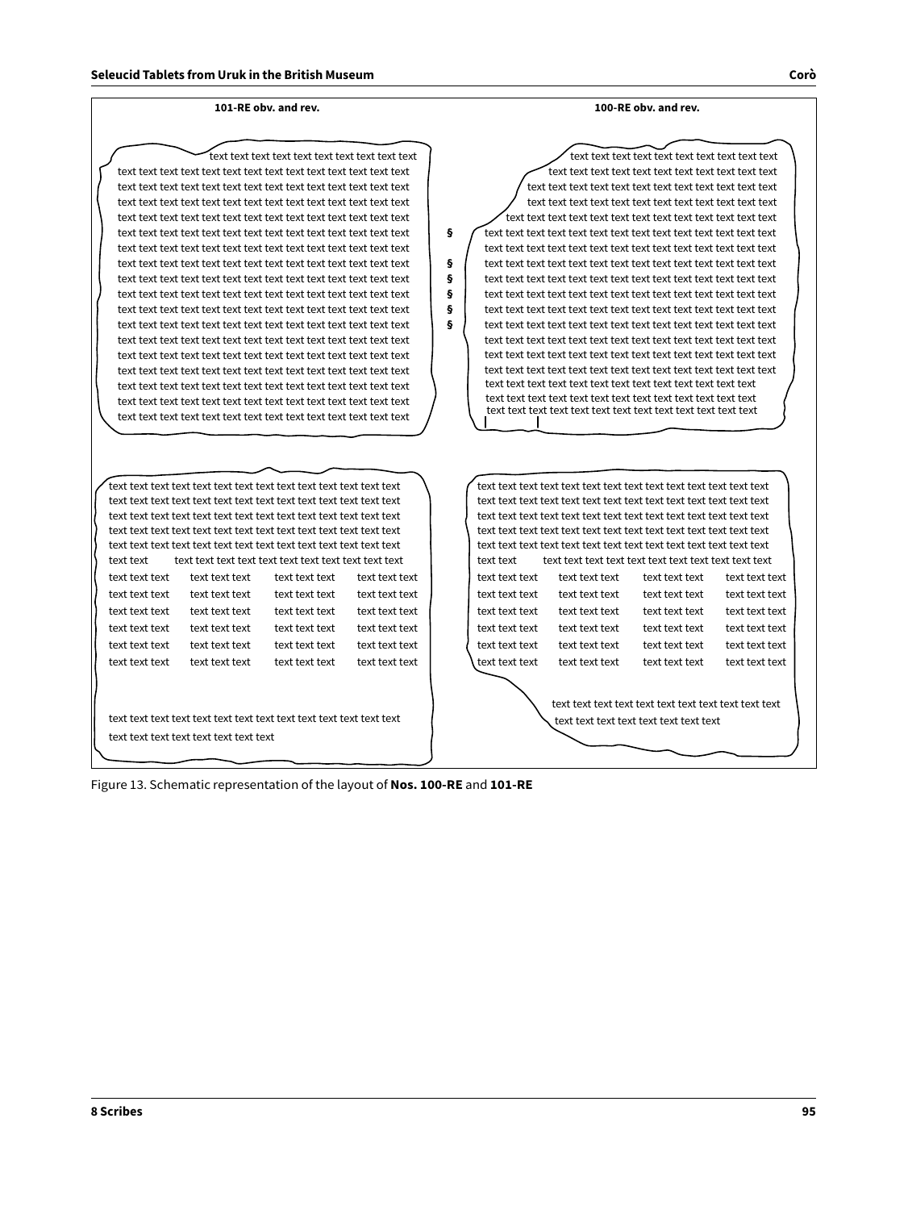101-RE obv. and rev.

100-RE obv. and rev.

Figure 13. Schematic representation of the layout of **Nos. 100-RE** and **101-RE**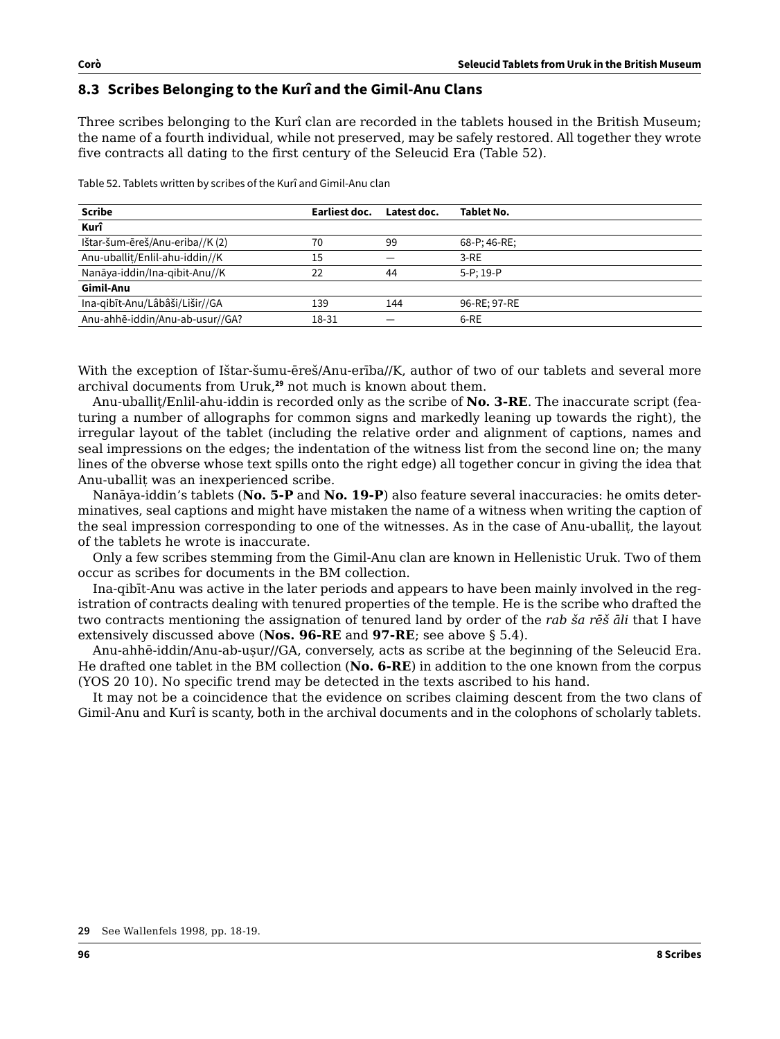## 8.3 Scribes Belonging to the Kurî and the Gimil-Anu Clans

Three scribes belonging to the Kurî clan are recorded in the tablets housed in the British Museum; the name of a fourth individual, while not preserved, may be safely restored. All together they wrote five contracts all dating to the first century of the Seleucid Era (Table 52).

Table 52. Tablets written by scribes of the Kurî and Gimil-Anu clan

| Scribe | Earliest doc. | Latest doc. | Tablet No. |
|---|---|---|---|
| **Kurî** | | | |
| Ištar-šum-ēreš/Anu-eriba//K (2) | 70 | 99 | 68-P; 46-RE; |
| Anu-uballiṭ/Enlil-ahu-iddin//K | 15 | — | 3-RE |
| Nanāya-iddin/Ina-qibit-Anu//K | 22 | 44 | 5-P; 19-P |
| **Gimil-Anu** | | | |
| Ina-qibīt-Anu/Lâbâši/Lišir//GA | 139 | 144 | 96-RE; 97-RE |
| Anu-ahhē-iddin/Anu-ab-usur//GA? | 18-31 | — | 6-RE |

With the exception of Ištar-šumu-ēreš/Anu-erība//K, author of two of our tablets and several more archival documents from Uruk,[29] not much is known about them.

Anu-uballiṭ/Enlil-ahu-iddin is recorded only as the scribe of **No. 3-RE**. The inaccurate script (featuring a number of allographs for common signs and markedly leaning up towards the right), the irregular layout of the tablet (including the relative order and alignment of captions, names and seal impressions on the edges; the indentation of the witness list from the second line on; the many lines of the obverse whose text spills onto the right edge) all together concur in giving the idea that Anu-uballiṭ was an inexperienced scribe.

Nanāya-iddin's tablets (**No. 5-P** and **No. 19-P**) also feature several inaccuracies: he omits determinatives, seal captions and might have mistaken the name of a witness when writing the caption of the seal impression corresponding to one of the witnesses. As in the case of Anu-uballiṭ, the layout of the tablets he wrote is inaccurate.

Only a few scribes stemming from the Gimil-Anu clan are known in Hellenistic Uruk. Two of them occur as scribes for documents in the BM collection.

Ina-qibīt-Anu was active in the later periods and appears to have been mainly involved in the registration of contracts dealing with tenured properties of the temple. He is the scribe who drafted the two contracts mentioning the assignation of tenured land by order of the *rab ša rēš āli* that I have extensively discussed above (**Nos. 96-RE** and **97-RE**; see above § 5.4).

Anu-ahhē-iddin/Anu-ab-uṣur//GA, conversely, acts as scribe at the beginning of the Seleucid Era. He drafted one tablet in the BM collection (**No. 6-RE**) in addition to the one known from the corpus (YOS 20 10). No specific trend may be detected in the texts ascribed to his hand.

It may not be a coincidence that the evidence on scribes claiming descent from the two clans of Gimil-Anu and Kurî is scanty, both in the archival documents and in the colophons of scholarly tablets.

29 See Wallenfels 1998, pp. 18-19.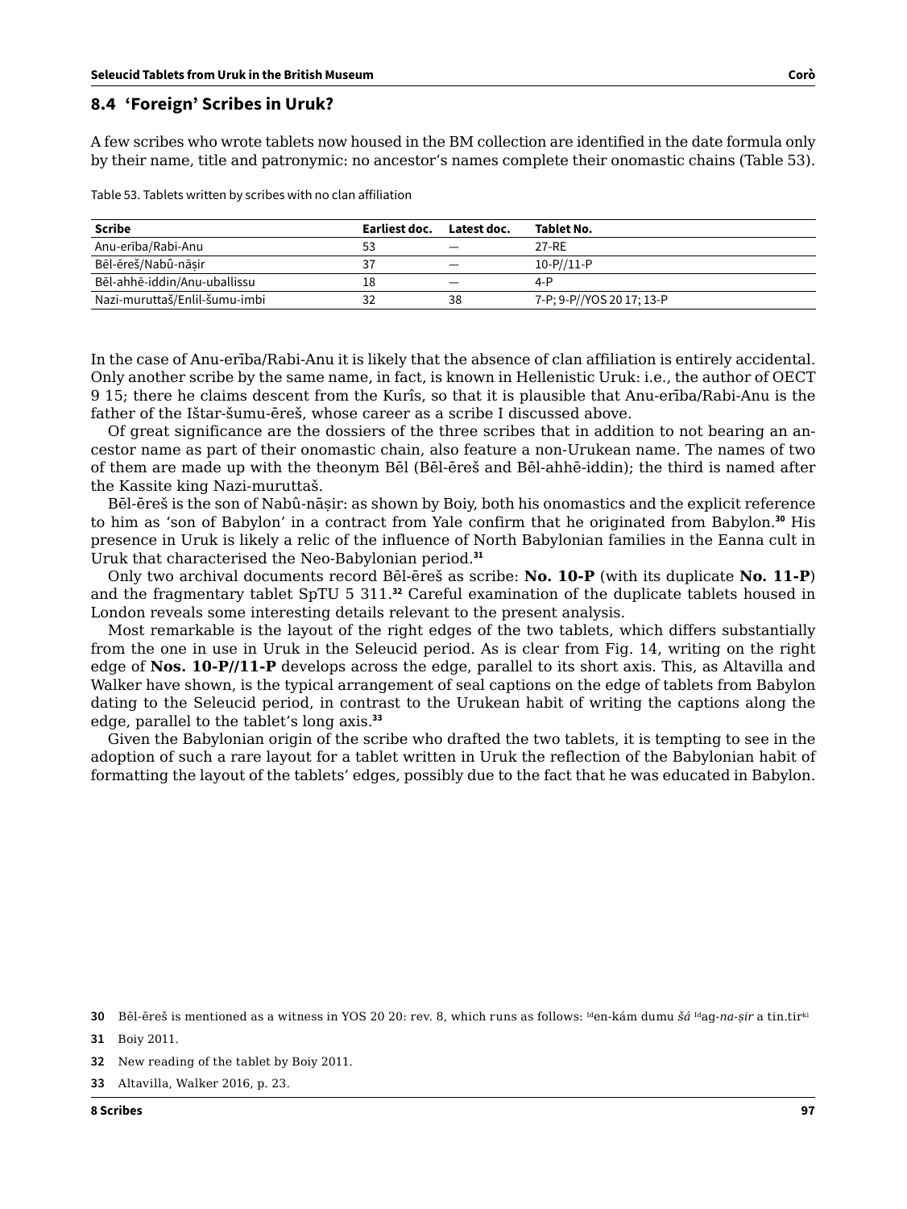## 8.4 'Foreign' Scribes in Uruk?

A few scribes who wrote tablets now housed in the BM collection are identified in the date formula only by their name, title and patronymic: no ancestor's names complete their onomastic chains (Table 53).

Table 53. Tablets written by scribes with no clan affiliation

| Scribe | Earliest doc. | Latest doc. | Tablet No. |
|---|---|---|---|
| Anu-erība/Rabi-Anu | 53 | — | 27-RE |
| Bēl-ēreš/Nabû-nāṣir | 37 | — | 10-P//11-P |
| Bēl-ahhē-iddin/Anu-uballissu | 18 | — | 4-P |
| Nazi-muruttaš/Enlil-šumu-imbi | 32 | 38 | 7-P; 9-P//YOS 20 17; 13-P |

In the case of Anu-erība/Rabi-Anu it is likely that the absence of clan affiliation is entirely accidental. Only another scribe by the same name, in fact, is known in Hellenistic Uruk: i.e., the author of OECT 9 15; there he claims descent from the Kurîs, so that it is plausible that Anu-erība/Rabi-Anu is the father of the Ištar-šumu-ēreš, whose career as a scribe I discussed above.

Of great significance are the dossiers of the three scribes that in addition to not bearing an ancestor name as part of their onomastic chain, also feature a non-Urukean name. The names of two of them are made up with the theonym Bēl (Bēl-ēreš and Bēl-ahhē-iddin); the third is named after the Kassite king Nazi-muruttaš.

Bēl-ēreš is the son of Nabû-nāṣir: as shown by Boiy, both his onomastics and the explicit reference to him as 'son of Babylon' in a contract from Yale confirm that he originated from Babylon.[30] His presence in Uruk is likely a relic of the influence of North Babylonian families in the Eanna cult in Uruk that characterised the Neo-Babylonian period.[31]

Only two archival documents record Bēl-ēreš as scribe: **No. 10-P** (with its duplicate **No. 11-P**) and the fragmentary tablet SpTU 5 311.[32] Careful examination of the duplicate tablets housed in London reveals some interesting details relevant to the present analysis.

Most remarkable is the layout of the right edges of the two tablets, which differs substantially from the one in use in Uruk in the Seleucid period. As is clear from Fig. 14, writing on the right edge of **Nos. 10-P//11-P** develops across the edge, parallel to its short axis. This, as Altavilla and Walker have shown, is the typical arrangement of seal captions on the edge of tablets from Babylon dating to the Seleucid period, in contrast to the Urukean habit of writing the captions along the edge, parallel to the tablet's long axis.[33]

Given the Babylonian origin of the scribe who drafted the two tablets, it is tempting to see in the adoption of such a rare layout for a tablet written in Uruk the reflection of the Babylonian habit of formatting the layout of the tablets' edges, possibly due to the fact that he was educated in Babylon.

---

30 Bēl-ēreš is mentioned as a witness in YOS 20 20: rev. 8, which runs as follows: [Id]en-kám dumu *šá* [Id]ag-*na-ṣir* a tin.tir[ki]

31 Boiy 2011.

32 New reading of the tablet by Boiy 2011.

33 Altavilla, Walker 2016, p. 23.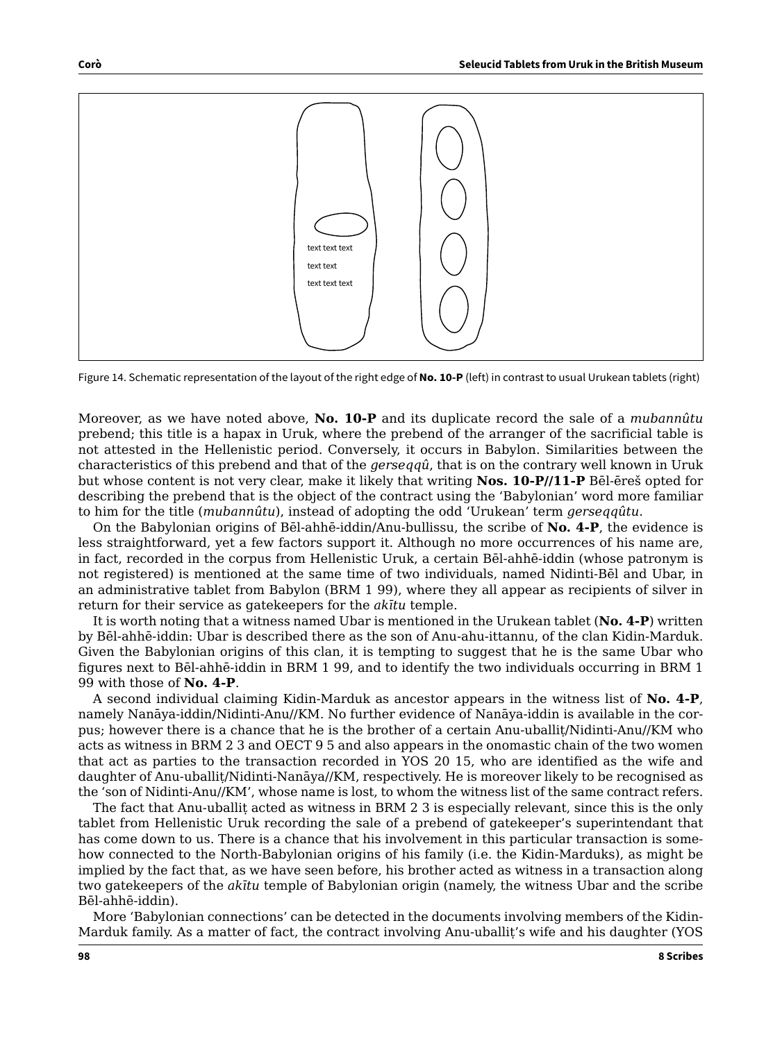Figure 14. Schematic representation of the layout of the right edge of **No. 10-P** (left) in contrast to usual Urukean tablets (right)

Moreover, as we have noted above, **No. 10-P** and its duplicate record the sale of a *mubannûtu* prebend; this title is a hapax in Uruk, where the prebend of the arranger of the sacrificial table is not attested in the Hellenistic period. Conversely, it occurs in Babylon. Similarities between the characteristics of this prebend and that of the *gerseqqû*, that is on the contrary well known in Uruk but whose content is not very clear, make it likely that writing **Nos. 10-P//11-P** Bēl-ēreš opted for describing the prebend that is the object of the contract using the 'Babylonian' word more familiar to him for the title (*mubannûtu*), instead of adopting the odd 'Urukean' term *gerseqqûtu*.

On the Babylonian origins of Bēl-ahhē-iddin/Anu-bullissu, the scribe of **No. 4-P**, the evidence is less straightforward, yet a few factors support it. Although no more occurrences of his name are, in fact, recorded in the corpus from Hellenistic Uruk, a certain Bēl-ahhē-iddin (whose patronym is not registered) is mentioned at the same time of two individuals, named Nidinti-Bēl and Ubar, in an administrative tablet from Babylon (BRM 1 99), where they all appear as recipients of silver in return for their service as gatekeepers for the *akītu* temple.

It is worth noting that a witness named Ubar is mentioned in the Urukean tablet (**No. 4-P**) written by Bēl-ahhē-iddin: Ubar is described there as the son of Anu-ahu-ittannu, of the clan Kidin-Marduk. Given the Babylonian origins of this clan, it is tempting to suggest that he is the same Ubar who figures next to Bēl-ahhē-iddin in BRM 1 99, and to identify the two individuals occurring in BRM 1 99 with those of **No. 4-P**.

A second individual claiming Kidin-Marduk as ancestor appears in the witness list of **No. 4-P**, namely Nanāya-iddin/Nidinti-Anu//KM. No further evidence of Nanāya-iddin is available in the corpus; however there is a chance that he is the brother of a certain Anu-uballiṭ/Nidinti-Anu//KM who acts as witness in BRM 2 3 and OECT 9 5 and also appears in the onomastic chain of the two women that act as parties to the transaction recorded in YOS 20 15, who are identified as the wife and daughter of Anu-uballiṭ/Nidinti-Nanāya//KM, respectively. He is moreover likely to be recognised as the 'son of Nidinti-Anu//KM', whose name is lost, to whom the witness list of the same contract refers.

The fact that Anu-uballiṭ acted as witness in BRM 2 3 is especially relevant, since this is the only tablet from Hellenistic Uruk recording the sale of a prebend of gatekeeper's superintendant that has come down to us. There is a chance that his involvement in this particular transaction is somehow connected to the North-Babylonian origins of his family (i.e. the Kidin-Marduks), as might be implied by the fact that, as we have seen before, his brother acted as witness in a transaction along two gatekeepers of the *akītu* temple of Babylonian origin (namely, the witness Ubar and the scribe Bēl-ahhē-iddin).

More 'Babylonian connections' can be detected in the documents involving members of the Kidin-Marduk family. As a matter of fact, the contract involving Anu-uballiṭ's wife and his daughter (YOS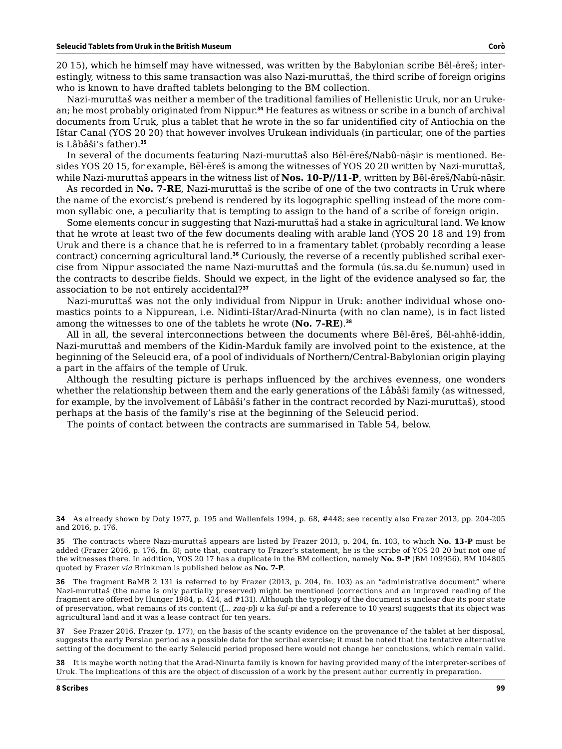20 15), which he himself may have witnessed, was written by the Babylonian scribe Bēl-ēreš; interestingly, witness to this same transaction was also Nazi-muruttaš, the third scribe of foreign origins who is known to have drafted tablets belonging to the BM collection.

Nazi-muruttaš was neither a member of the traditional families of Hellenistic Uruk, nor an Urukean; he most probably originated from Nippur.[34] He features as witness or scribe in a bunch of archival documents from Uruk, plus a tablet that he wrote in the so far unidentified city of Antiochia on the Ištar Canal (YOS 20 20) that however involves Urukean individuals (in particular, one of the parties is Lâbâši's father).[35]

In several of the documents featuring Nazi-muruttaš also Bēl-ēreš/Nabû-nāṣir is mentioned. Besides YOS 20 15, for example, Bēl-ēreš is among the witnesses of YOS 20 20 written by Nazi-muruttaš, while Nazi-muruttaš appears in the witness list of **Nos. 10-P//11-P**, written by Bēl-ēreš/Nabû-nāṣir.

As recorded in **No. 7-RE**, Nazi-muruttaš is the scribe of one of the two contracts in Uruk where the name of the exorcist's prebend is rendered by its logographic spelling instead of the more common syllabic one, a peculiarity that is tempting to assign to the hand of a scribe of foreign origin.

Some elements concur in suggesting that Nazi-muruttaš had a stake in agricultural land. We know that he wrote at least two of the few documents dealing with arable land (YOS 20 18 and 19) from Uruk and there is a chance that he is referred to in a framentary tablet (probably recording a lease contract) concerning agricultural land.[36] Curiously, the reverse of a recently published scribal exercise from Nippur associated the name Nazi-muruttaš and the formula (ús.sa.du še.numun) used in the contracts to describe fields. Should we expect, in the light of the evidence analysed so far, the association to be not entirely accidental?[37]

Nazi-muruttaš was not the only individual from Nippur in Uruk: another individual whose onomastics points to a Nippurean, i.e. Nidinti-Ištar/Arad-Ninurta (with no clan name), is in fact listed among the witnesses to one of the tablets he wrote (**No. 7-RE**).[38]

All in all, the several interconnections between the documents where Bēl-ēreš, Bēl-ahhē-iddin, Nazi-muruttaš and members of the Kidin-Marduk family are involved point to the existence, at the beginning of the Seleucid era, of a pool of individuals of Northern/Central-Babylonian origin playing a part in the affairs of the temple of Uruk.

Although the resulting picture is perhaps influenced by the archives evenness, one wonders whether the relationship between them and the early generations of the Lâbâši family (as witnessed, for example, by the involvement of Lâbâši's father in the contract recorded by Nazi-muruttaš), stood perhaps at the basis of the family's rise at the beginning of the Seleucid period.

The points of contact between the contracts are summarised in Table 54, below.

---

**34** As already shown by Doty 1977, p. 195 and Wallenfels 1994, p. 68, #448; see recently also Frazer 2013, pp. 204-205 and 2016, p. 176.

**35** The contracts where Nazi-muruttaš appears are listed by Frazer 2013, p. 204, fn. 103, to which **No. 13-P** must be added (Frazer 2016, p. 176, fn. 8); note that, contrary to Frazer's statement, he is the scribe of YOS 20 20 but not one of the witnesses there. In addition, YOS 20 17 has a duplicate in the BM collection, namely **No. 9-P** (BM 109956). BM 104805 quoted by Frazer *via* Brinkman is published below as **No. 7-P**.

**36** The fragment BaMB 2 131 is referred to by Frazer (2013, p. 204, fn. 103) as an "administrative document" where Nazi-muruttaš (the name is only partially preserved) might be mentioned (corrections and an improved reading of the fragment are offered by Hunger 1984, p. 424, ad #131). Although the typology of the document is unclear due its poor state of preservation, what remains of its content ([... *zaq-p*]*i u* ka *šul-pi* and a reference to 10 years) suggests that its object was agricultural land and it was a lease contract for ten years.

**37** See Frazer 2016. Frazer (p. 177), on the basis of the scanty evidence on the provenance of the tablet at her disposal, suggests the early Persian period as a possible date for the scribal exercise; it must be noted that the tentative alternative setting of the document to the early Seleucid period proposed here would not change her conclusions, which remain valid.

**38** It is maybe worth noting that the Arad-Ninurta family is known for having provided many of the interpreter-scribes of Uruk. The implications of this are the object of discussion of a work by the present author currently in preparation.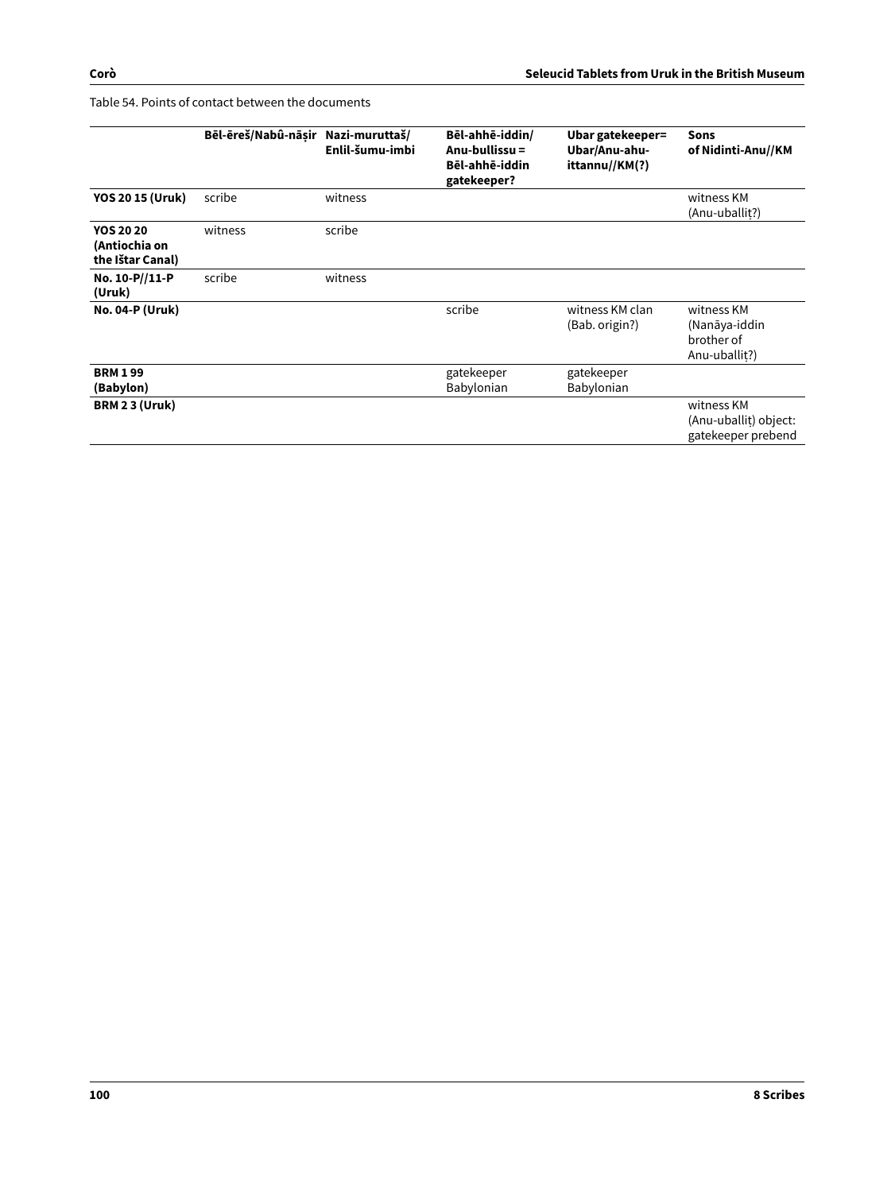Table 54. Points of contact between the documents

| | Bēl-ēreš/Nabû-nāṣir | Nazi-muruttaš/ Enlil-šumu-imbi | Bēl-ahhē-iddin/ Anu-bullissu = Bēl-ahhē-iddin gatekeeper? | Ubar gatekeeper= Ubar/Anu-ahu-ittannu//KM(?) | Sons of Nidinti-Anu//KM |
|---|---|---|---|---|---|
| **YOS 20 15 (Uruk)** | scribe | witness | | | witness KM (Anu-uballiṭ?) |
| **YOS 20 20 (Antiochia on the Ištar Canal)** | witness | scribe | | | |
| **No. 10-P//11-P (Uruk)** | scribe | witness | | | |
| **No. 04-P (Uruk)** | | | scribe | witness KM clan (Bab. origin?) | witness KM (Nanāya-iddin brother of Anu-uballiṭ?) |
| **BRM 1 99 (Babylon)** | | | gatekeeper Babylonian | gatekeeper Babylonian | |
| **BRM 2 3 (Uruk)** | | | | | witness KM (Anu-uballiṭ) object: gatekeeper prebend |